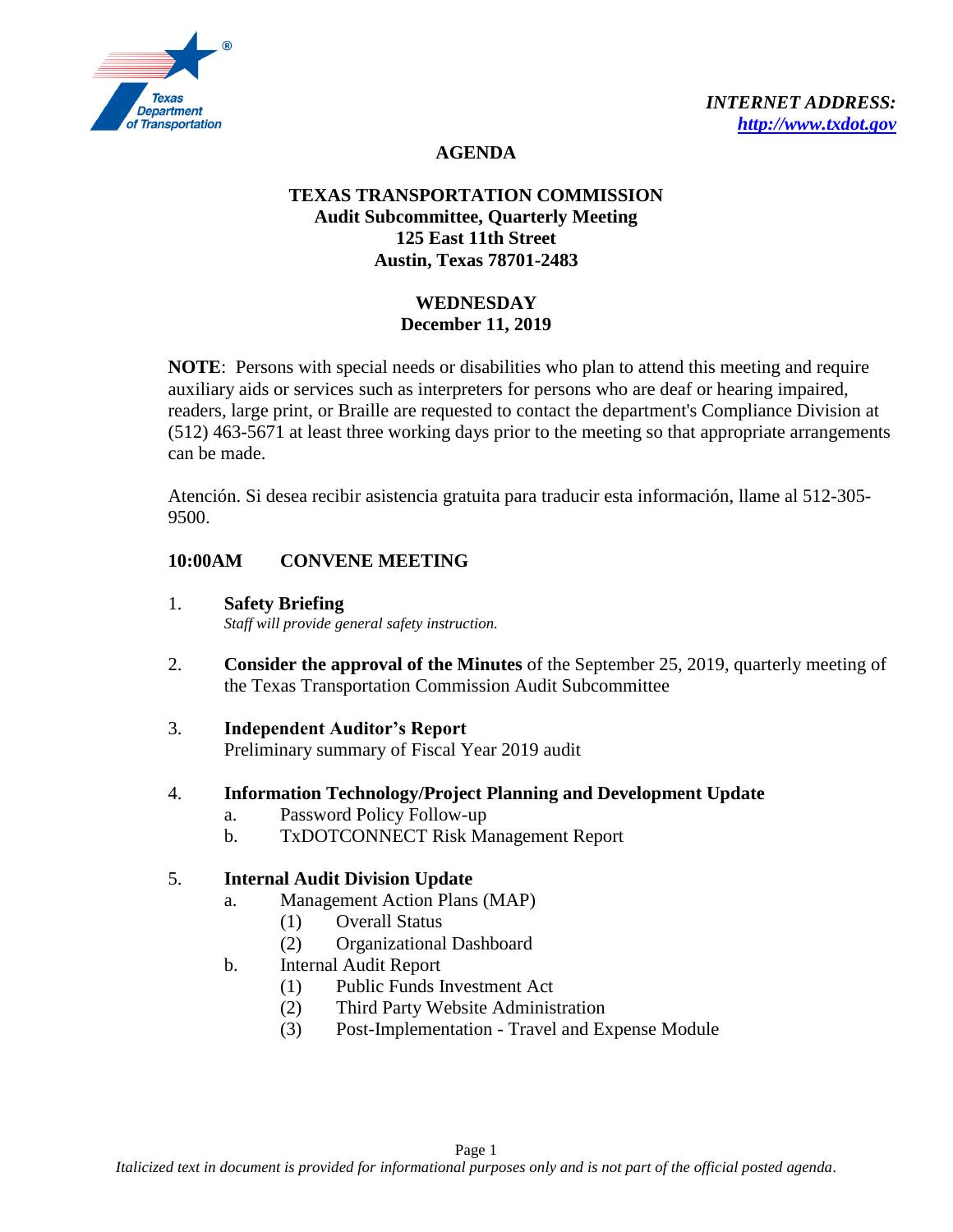*INTERNET ADDRESS:*
***http://www.txdot.gov***

# AGENDA

## TEXAS TRANSPORTATION COMMISSION

**Audit Subcommittee, Quarterly Meeting**
**125 East 11th Street**
**Austin, Texas 78701-2483**

**WEDNESDAY**
**December 11, 2019**

**NOTE**: Persons with special needs or disabilities who plan to attend this meeting and require auxiliary aids or services such as interpreters for persons who are deaf or hearing impaired, readers, large print, or Braille are requested to contact the department's Compliance Division at (512) 463-5671 at least three working days prior to the meeting so that appropriate arrangements can be made.

Atención. Si desea recibir asistencia gratuita para traducir esta información, llame al 512-305-9500.

**10:00AM CONVENE MEETING**

1. **Safety Briefing**
   *Staff will provide general safety instruction.*

2. **Consider the approval of the Minutes** of the September 25, 2019, quarterly meeting of the Texas Transportation Commission Audit Subcommittee

3. **Independent Auditor's Report**
   Preliminary summary of Fiscal Year 2019 audit

4. **Information Technology/Project Planning and Development Update**
   a. Password Policy Follow-up
   b. TxDOTCONNECT Risk Management Report

5. **Internal Audit Division Update**
   a. Management Action Plans (MAP)
      (1) Overall Status
      (2) Organizational Dashboard
   b. Internal Audit Report
      (1) Public Funds Investment Act
      (2) Third Party Website Administration
      (3) Post-Implementation - Travel and Expense Module

*Italicized text in document is provided for informational purposes only and is not part of the official posted agenda.*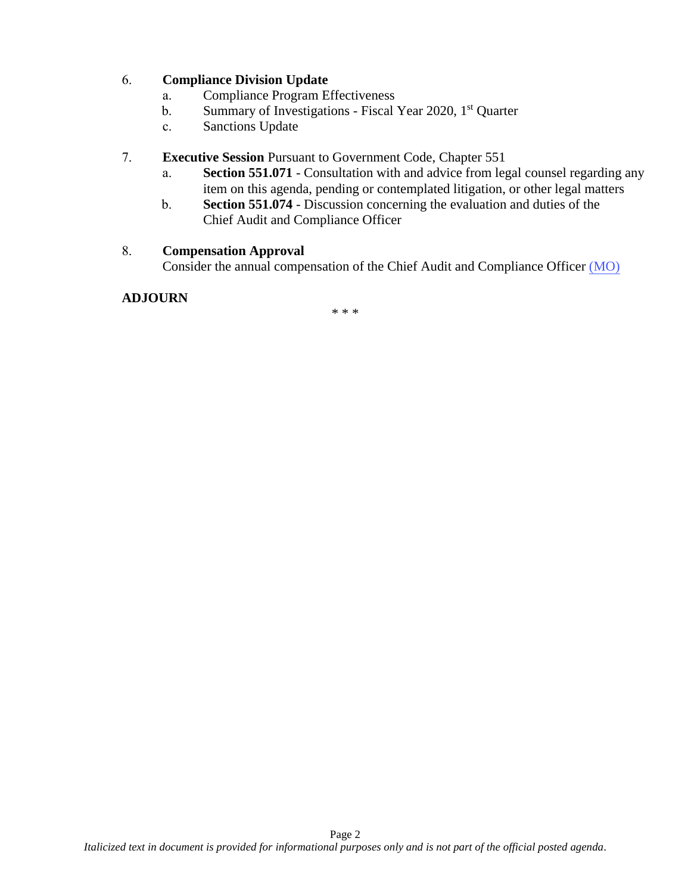6. **Compliance Division Update**
   a. Compliance Program Effectiveness
   b. Summary of Investigations - Fiscal Year 2020, 1st Quarter
   c. Sanctions Update

7. **Executive Session** Pursuant to Government Code, Chapter 551
   a. **Section 551.071** - Consultation with and advice from legal counsel regarding any item on this agenda, pending or contemplated litigation, or other legal matters
   b. **Section 551.074** - Discussion concerning the evaluation and duties of the Chief Audit and Compliance Officer

8. **Compensation Approval**
   Consider the annual compensation of the Chief Audit and Compliance Officer (MO)

**ADJOURN**

* * *

*Italicized text in document is provided for informational purposes only and is not part of the official posted agenda.*